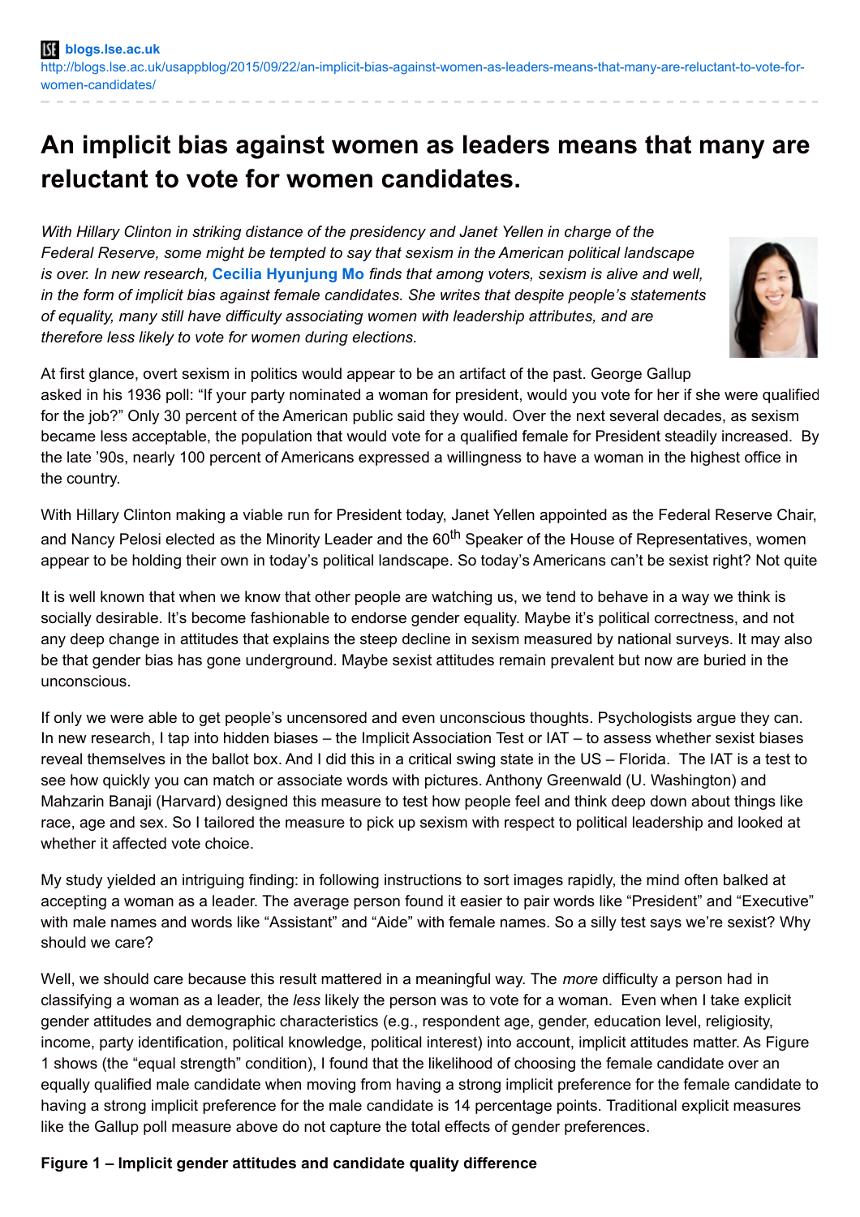blogs.lse.ac.uk

http://blogs.lse.ac.uk/usappblog/2015/09/22/an-implicit-bias-against-women-as-leaders-means-that-many-are-reluctant-to-vote-for-women-candidates/

# An implicit bias against women as leaders means that many are reluctant to vote for women candidates.

*With Hillary Clinton in striking distance of the presidency and Janet Yellen in charge of the Federal Reserve, some might be tempted to say that sexism in the American political landscape is over. In new research,* **Cecilia Hyunjung Mo** *finds that among voters, sexism is alive and well, in the form of implicit bias against female candidates. She writes that despite people's statements of equality, many still have difficulty associating women with leadership attributes, and are therefore less likely to vote for women during elections.*

At first glance, overt sexism in politics would appear to be an artifact of the past. George Gallup asked in his 1936 poll: "If your party nominated a woman for president, would you vote for her if she were qualified for the job?" Only 30 percent of the American public said they would. Over the next several decades, as sexism became less acceptable, the population that would vote for a qualified female for President steadily increased. By the late '90s, nearly 100 percent of Americans expressed a willingness to have a woman in the highest office in the country.

With Hillary Clinton making a viable run for President today, Janet Yellen appointed as the Federal Reserve Chair, and Nancy Pelosi elected as the Minority Leader and the 60th Speaker of the House of Representatives, women appear to be holding their own in today's political landscape. So today's Americans can't be sexist right? Not quite

It is well known that when we know that other people are watching us, we tend to behave in a way we think is socially desirable. It's become fashionable to endorse gender equality. Maybe it's political correctness, and not any deep change in attitudes that explains the steep decline in sexism measured by national surveys. It may also be that gender bias has gone underground. Maybe sexist attitudes remain prevalent but now are buried in the unconscious.

If only we were able to get people's uncensored and even unconscious thoughts. Psychologists argue they can. In new research, I tap into hidden biases – the Implicit Association Test or IAT – to assess whether sexist biases reveal themselves in the ballot box. And I did this in a critical swing state in the US – Florida. The IAT is a test to see how quickly you can match or associate words with pictures. Anthony Greenwald (U. Washington) and Mahzarin Banaji (Harvard) designed this measure to test how people feel and think deep down about things like race, age and sex. So I tailored the measure to pick up sexism with respect to political leadership and looked at whether it affected vote choice.

My study yielded an intriguing finding: in following instructions to sort images rapidly, the mind often balked at accepting a woman as a leader. The average person found it easier to pair words like "President" and "Executive" with male names and words like "Assistant" and "Aide" with female names. So a silly test says we're sexist? Why should we care?

Well, we should care because this result mattered in a meaningful way. The *more* difficulty a person had in classifying a woman as a leader, the *less* likely the person was to vote for a woman. Even when I take explicit gender attitudes and demographic characteristics (e.g., respondent age, gender, education level, religiosity, income, party identification, political knowledge, political interest) into account, implicit attitudes matter. As Figure 1 shows (the "equal strength" condition), I found that the likelihood of choosing the female candidate over an equally qualified male candidate when moving from having a strong implicit preference for the female candidate to having a strong implicit preference for the male candidate is 14 percentage points. Traditional explicit measures like the Gallup poll measure above do not capture the total effects of gender preferences.

**Figure 1 – Implicit gender attitudes and candidate quality difference**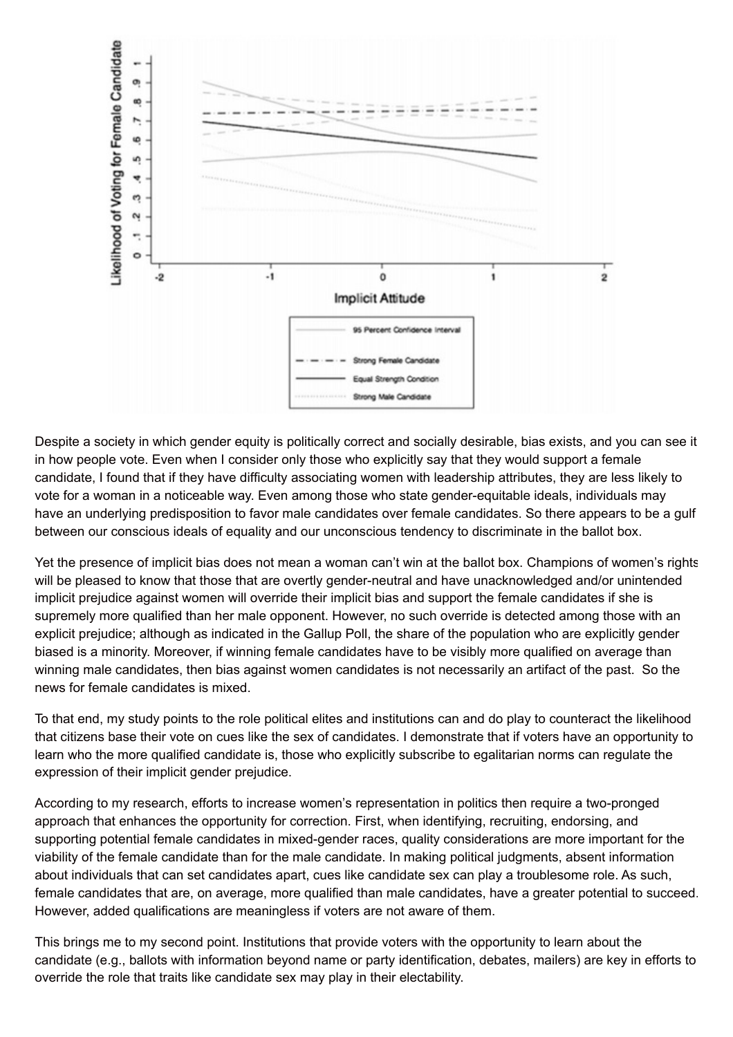Despite a society in which gender equity is politically correct and socially desirable, bias exists, and you can see it in how people vote. Even when I consider only those who explicitly say that they would support a female candidate, I found that if they have difficulty associating women with leadership attributes, they are less likely to vote for a woman in a noticeable way. Even among those who state gender-equitable ideals, individuals may have an underlying predisposition to favor male candidates over female candidates. So there appears to be a gulf between our conscious ideals of equality and our unconscious tendency to discriminate in the ballot box.

Yet the presence of implicit bias does not mean a woman can't win at the ballot box. Champions of women's rights will be pleased to know that those that are overtly gender-neutral and have unacknowledged and/or unintended implicit prejudice against women will override their implicit bias and support the female candidates if she is supremely more qualified than her male opponent. However, no such override is detected among those with an explicit prejudice; although as indicated in the Gallup Poll, the share of the population who are explicitly gender biased is a minority. Moreover, if winning female candidates have to be visibly more qualified on average than winning male candidates, then bias against women candidates is not necessarily an artifact of the past. So the news for female candidates is mixed.

To that end, my study points to the role political elites and institutions can and do play to counteract the likelihood that citizens base their vote on cues like the sex of candidates. I demonstrate that if voters have an opportunity to learn who the more qualified candidate is, those who explicitly subscribe to egalitarian norms can regulate the expression of their implicit gender prejudice.

According to my research, efforts to increase women's representation in politics then require a two-pronged approach that enhances the opportunity for correction. First, when identifying, recruiting, endorsing, and supporting potential female candidates in mixed-gender races, quality considerations are more important for the viability of the female candidate than for the male candidate. In making political judgments, absent information about individuals that can set candidates apart, cues like candidate sex can play a troublesome role. As such, female candidates that are, on average, more qualified than male candidates, have a greater potential to succeed. However, added qualifications are meaningless if voters are not aware of them.

This brings me to my second point. Institutions that provide voters with the opportunity to learn about the candidate (e.g., ballots with information beyond name or party identification, debates, mailers) are key in efforts to override the role that traits like candidate sex may play in their electability.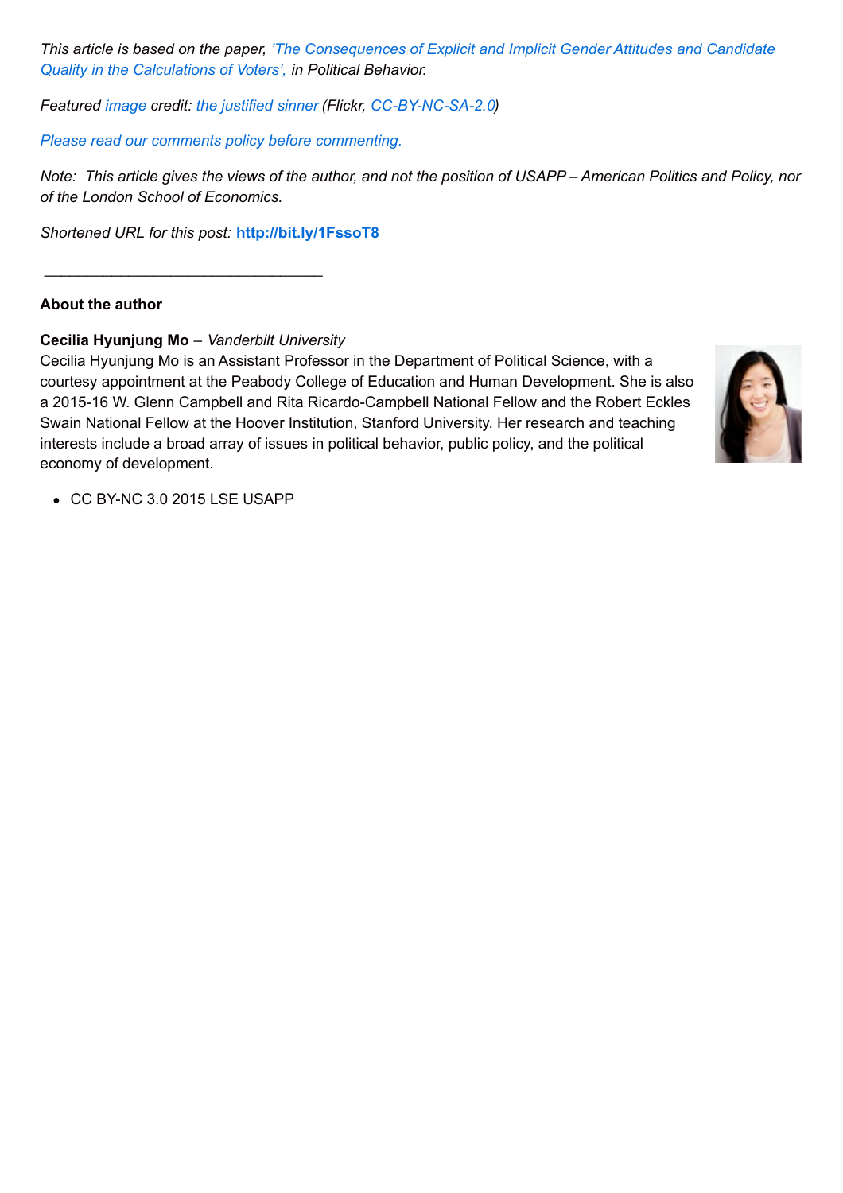*This article is based on the paper, 'The Consequences of Explicit and Implicit Gender Attitudes and Candidate Quality in the Calculations of Voters', in Political Behavior.*

*Featured image credit: the justified sinner (Flickr, CC-BY-NC-SA-2.0)*

*Please read our comments policy before commenting.*

*Note: This article gives the views of the author, and not the position of USAPP – American Politics and Policy, nor of the London School of Economics.*

*Shortened URL for this post:* **http://bit.ly/1FssoT8**

---

**About the author**

**Cecilia Hyunjung Mo** – *Vanderbilt University*
Cecilia Hyunjung Mo is an Assistant Professor in the Department of Political Science, with a courtesy appointment at the Peabody College of Education and Human Development. She is also a 2015-16 W. Glenn Campbell and Rita Ricardo-Campbell National Fellow and the Robert Eckles Swain National Fellow at the Hoover Institution, Stanford University. Her research and teaching interests include a broad array of issues in political behavior, public policy, and the political economy of development.

- CC BY-NC 3.0 2015 LSE USAPP